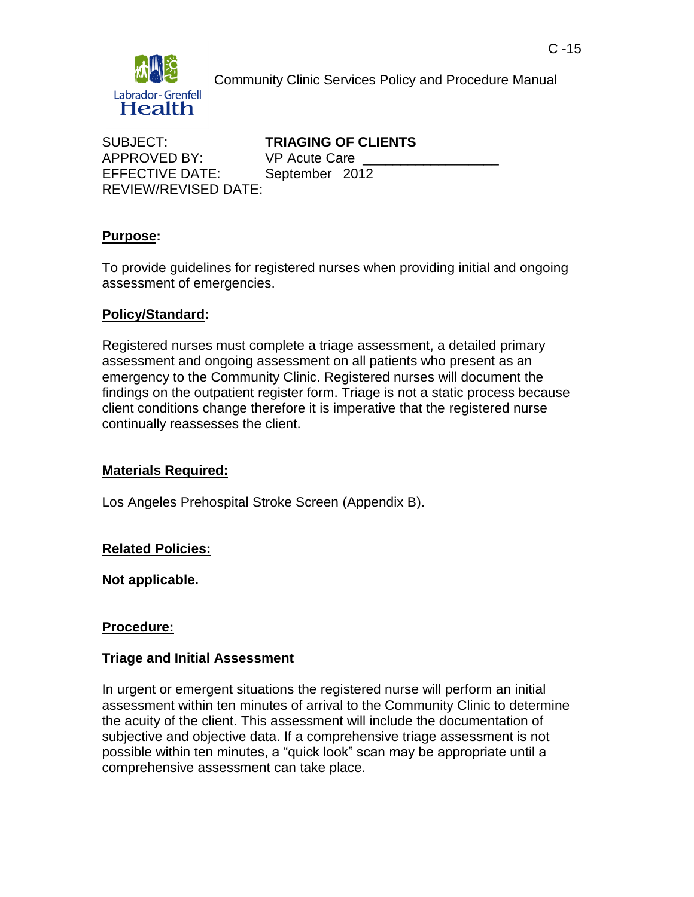Community Clinic Services Policy and Procedure Manual

SUBJECT: **TRIAGING OF CLIENTS**
APPROVED BY: VP Acute Care ___________________
EFFECTIVE DATE: September 2012
REVIEW/REVISED DATE:

## **Purpose:**

To provide guidelines for registered nurses when providing initial and ongoing assessment of emergencies.

## **Policy/Standard:**

Registered nurses must complete a triage assessment, a detailed primary assessment and ongoing assessment on all patients who present as an emergency to the Community Clinic. Registered nurses will document the findings on the outpatient register form. Triage is not a static process because client conditions change therefore it is imperative that the registered nurse continually reassesses the client.

## **Materials Required:**

Los Angeles Prehospital Stroke Screen (Appendix B).

## **Related Policies:**

**Not applicable.**

## **Procedure:**

### **Triage and Initial Assessment**

In urgent or emergent situations the registered nurse will perform an initial assessment within ten minutes of arrival to the Community Clinic to determine the acuity of the client. This assessment will include the documentation of subjective and objective data. If a comprehensive triage assessment is not possible within ten minutes, a "quick look" scan may be appropriate until a comprehensive assessment can take place.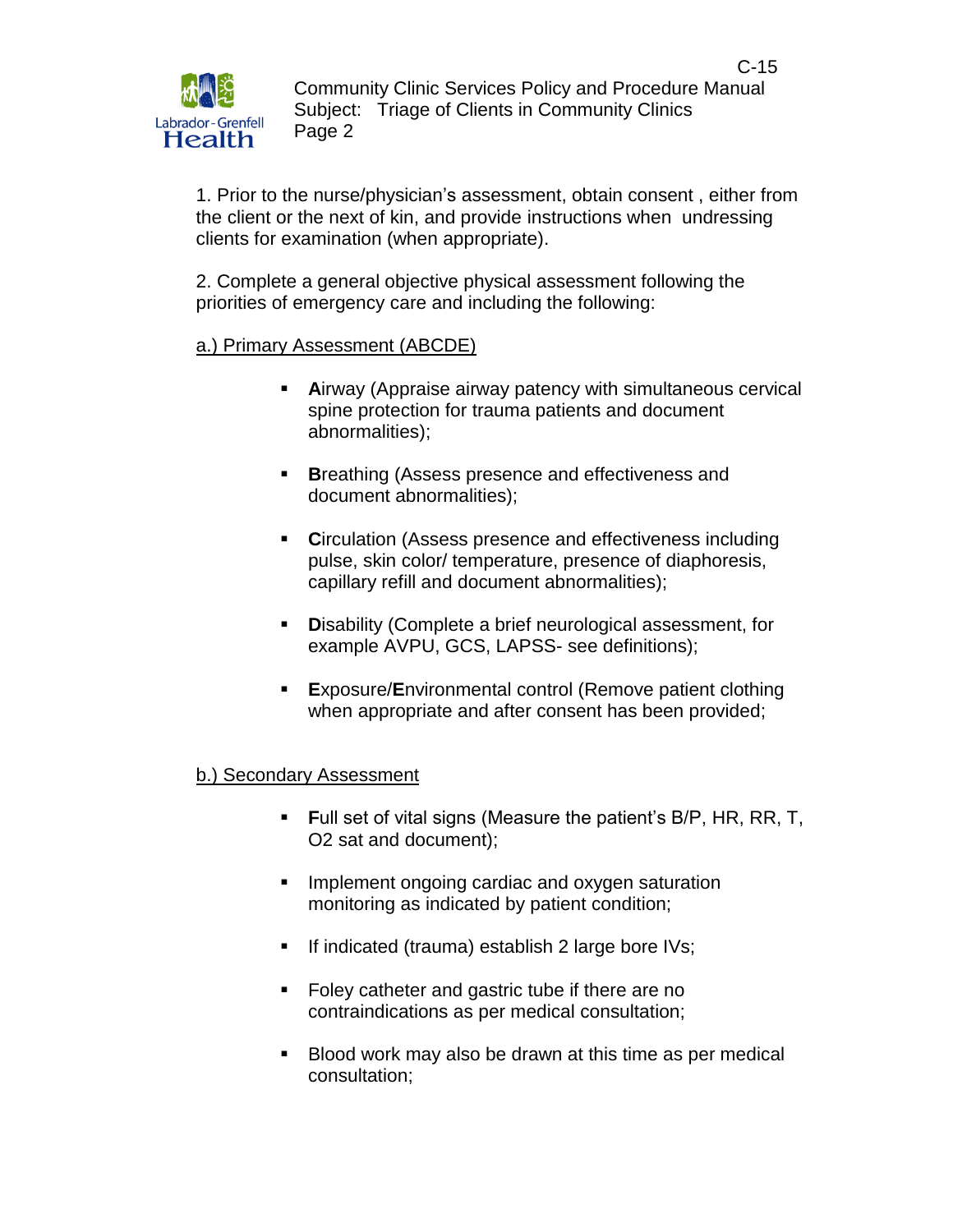1. Prior to the nurse/physician's assessment, obtain consent , either from the client or the next of kin, and provide instructions when undressing clients for examination (when appropriate).

2. Complete a general objective physical assessment following the priorities of emergency care and including the following:

a.) Primary Assessment (ABCDE)

- **A**irway (Appraise airway patency with simultaneous cervical spine protection for trauma patients and document abnormalities);
- **B**reathing (Assess presence and effectiveness and document abnormalities);
- **C**irculation (Assess presence and effectiveness including pulse, skin color/ temperature, presence of diaphoresis, capillary refill and document abnormalities);
- **D**isability (Complete a brief neurological assessment, for example AVPU, GCS, LAPSS- see definitions);
- **E**xposure/**E**nvironmental control (Remove patient clothing when appropriate and after consent has been provided;

b.) Secondary Assessment

- **F**ull set of vital signs (Measure the patient's B/P, HR, RR, T, O2 sat and document);
- Implement ongoing cardiac and oxygen saturation monitoring as indicated by patient condition;
- If indicated (trauma) establish 2 large bore IVs;
- Foley catheter and gastric tube if there are no contraindications as per medical consultation;
- Blood work may also be drawn at this time as per medical consultation;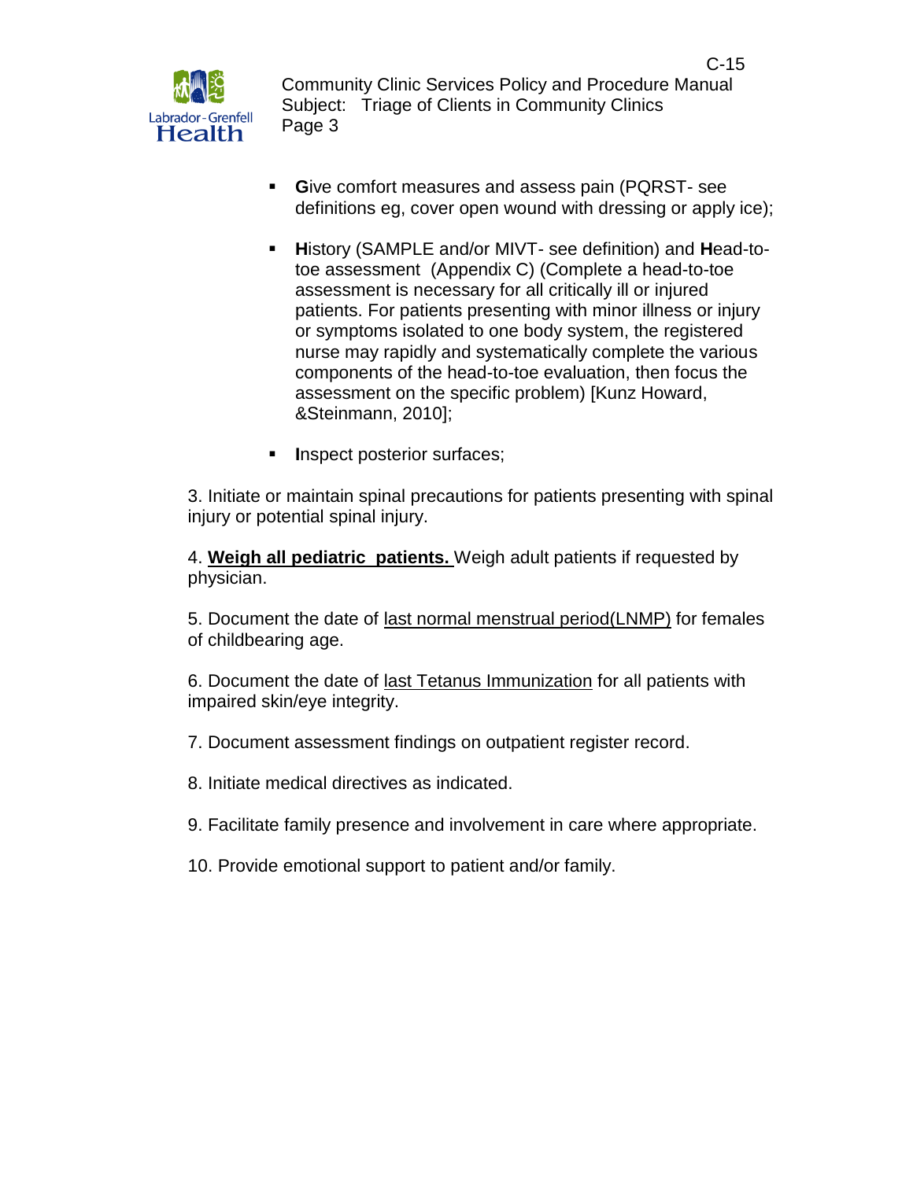- **G**ive comfort measures and assess pain (PQRST- see definitions eg, cover open wound with dressing or apply ice);

- **H**istory (SAMPLE and/or MIVT- see definition) and **H**ead-to-toe assessment (Appendix C) (Complete a head-to-toe assessment is necessary for all critically ill or injured patients. For patients presenting with minor illness or injury or symptoms isolated to one body system, the registered nurse may rapidly and systematically complete the various components of the head-to-toe evaluation, then focus the assessment on the specific problem) [Kunz Howard, &Steinmann, 2010];

- **I**nspect posterior surfaces;

3. Initiate or maintain spinal precautions for patients presenting with spinal injury or potential spinal injury.

4. **Weigh all pediatric patients.** Weigh adult patients if requested by physician.

5. Document the date of last normal menstrual period(LNMP) for females of childbearing age.

6. Document the date of last Tetanus Immunization for all patients with impaired skin/eye integrity.

7. Document assessment findings on outpatient register record.

8. Initiate medical directives as indicated.

9. Facilitate family presence and involvement in care where appropriate.

10. Provide emotional support to patient and/or family.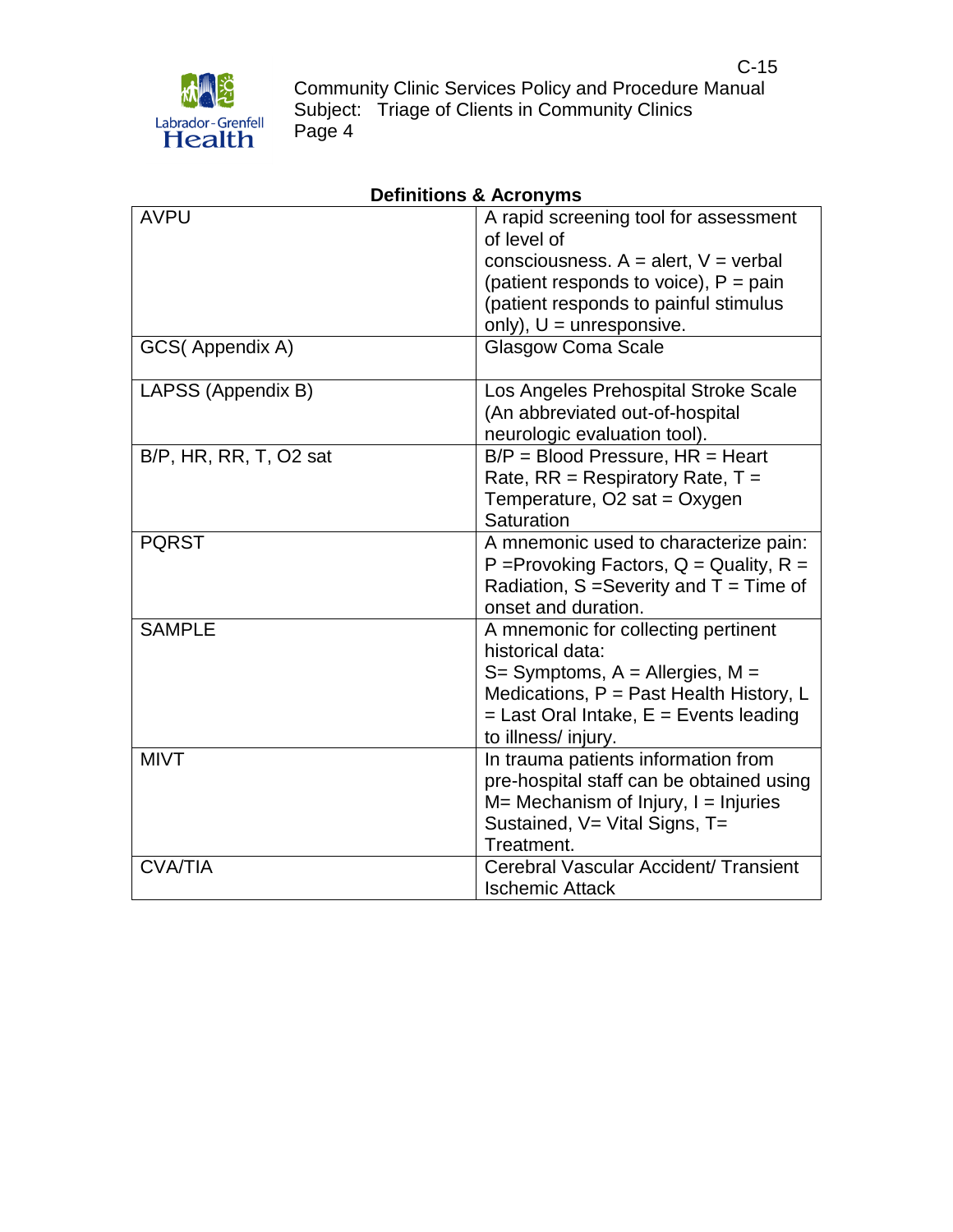## Definitions & Acronyms

| | |
|---|---|
| AVPU | A rapid screening tool for assessment of level of consciousness. A = alert, V = verbal (patient responds to voice), P = pain (patient responds to painful stimulus only), U = unresponsive. |
| GCS( Appendix A) | Glasgow Coma Scale |
| LAPSS (Appendix B) | Los Angeles Prehospital Stroke Scale (An abbreviated out-of-hospital neurologic evaluation tool). |
| B/P, HR, RR, T, O2 sat | B/P = Blood Pressure, HR = Heart Rate, RR = Respiratory Rate, T = Temperature, O2 sat = Oxygen Saturation |
| PQRST | A mnemonic used to characterize pain: P =Provoking Factors, Q = Quality, R = Radiation, S =Severity and T = Time of onset and duration. |
| SAMPLE | A mnemonic for collecting pertinent historical data: S= Symptoms, A = Allergies, M = Medications, P = Past Health History, L = Last Oral Intake, E = Events leading to illness/ injury. |
| MIVT | In trauma patients information from pre-hospital staff can be obtained using M= Mechanism of Injury, I = Injuries Sustained, V= Vital Signs, T= Treatment. |
| CVA/TIA | Cerebral Vascular Accident/ Transient Ischemic Attack |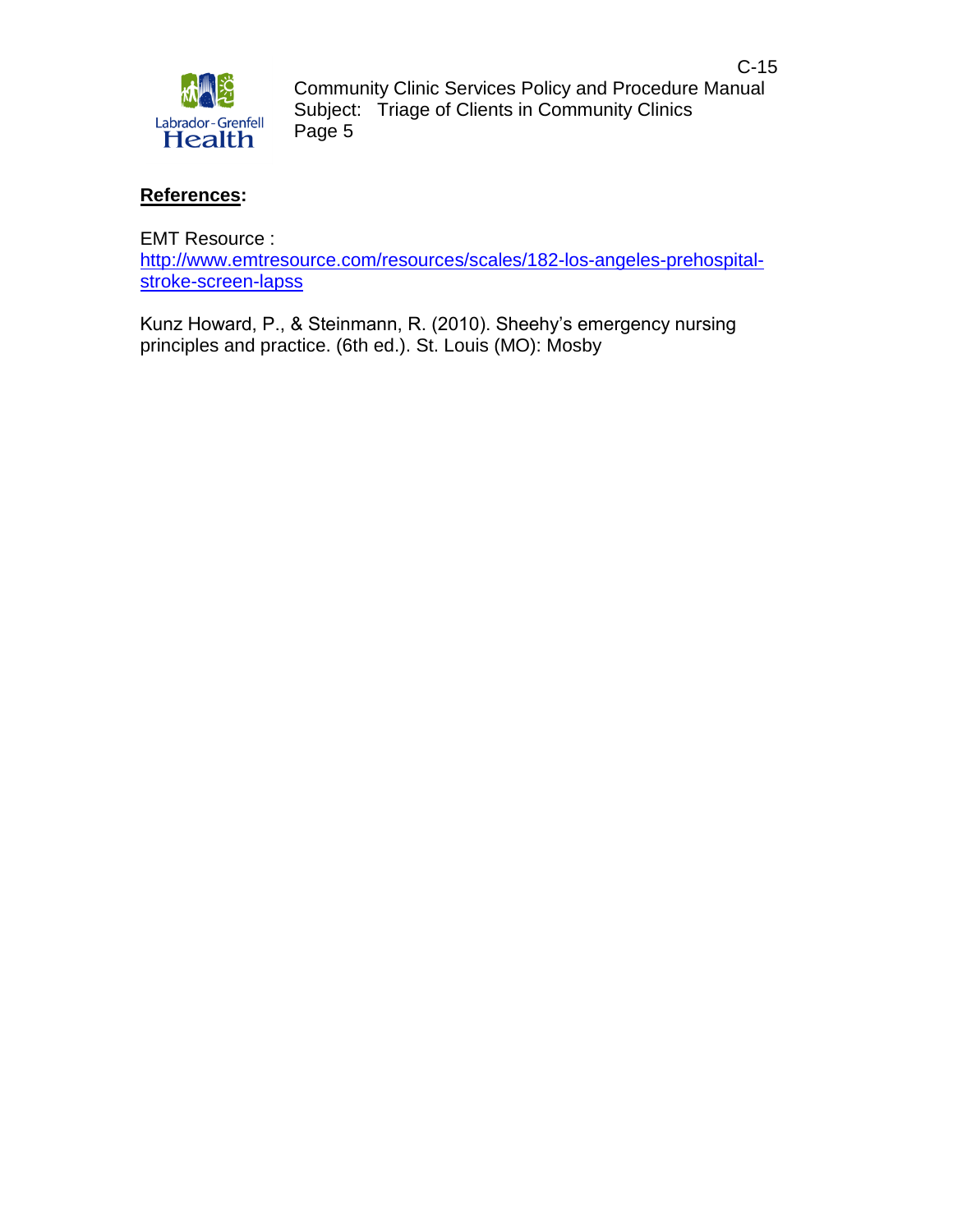**References:**

EMT Resource : http://www.emtresource.com/resources/scales/182-los-angeles-prehospital-stroke-screen-lapss

Kunz Howard, P., & Steinmann, R. (2010). Sheehy's emergency nursing principles and practice. (6th ed.). St. Louis (MO): Mosby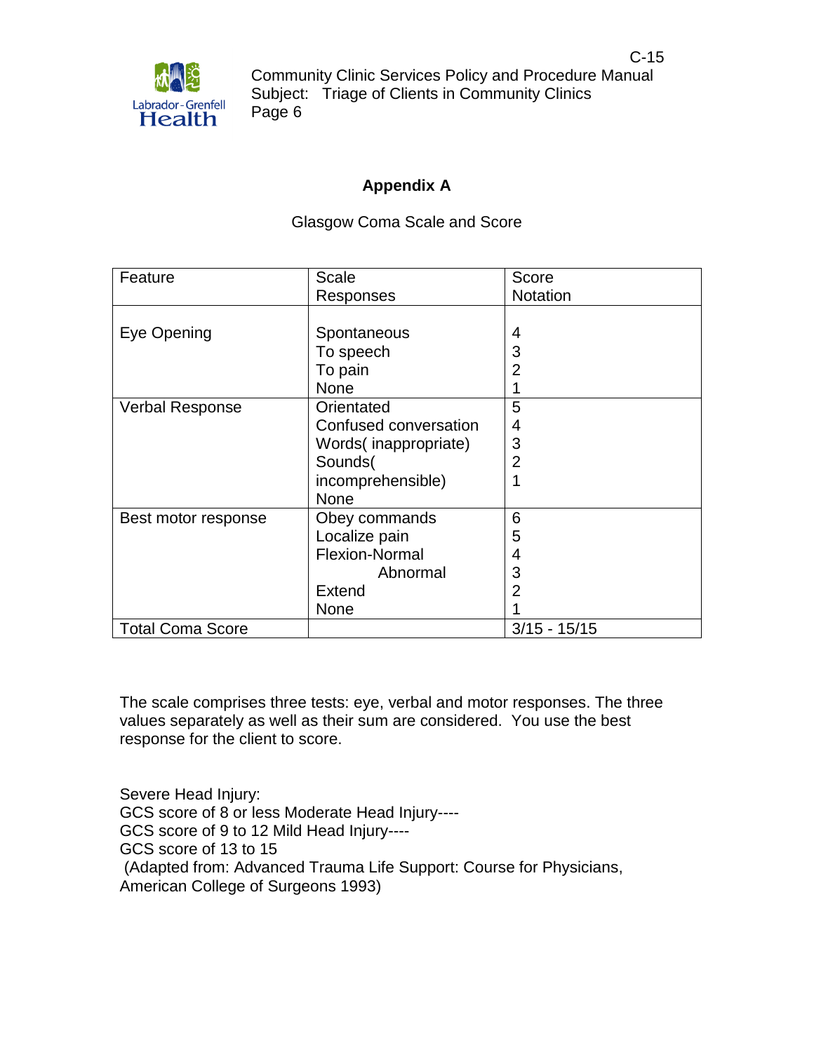## Appendix A

Glasgow Coma Scale and Score

| Feature | Scale Responses | Score Notation |
|---|---|---|
| Eye Opening | Spontaneous<br>To speech<br>To pain<br>None | 4<br>3<br>2<br>1 |
| Verbal Response | Orientated<br>Confused conversation<br>Words( inappropriate)<br>Sounds( incomprehensible)<br>None | 5<br>4<br>3<br>2<br>1 |
| Best motor response | Obey commands<br>Localize pain<br>Flexion-Normal<br>Abnormal<br>Extend<br>None | 6<br>5<br>4<br>3<br>2<br>1 |
| Total Coma Score | | 3/15 - 15/15 |

The scale comprises three tests: eye, verbal and motor responses. The three values separately as well as their sum are considered. You use the best response for the client to score.

Severe Head Injury:
GCS score of 8 or less Moderate Head Injury----
GCS score of 9 to 12 Mild Head Injury----
GCS score of 13 to 15
(Adapted from: Advanced Trauma Life Support: Course for Physicians, American College of Surgeons 1993)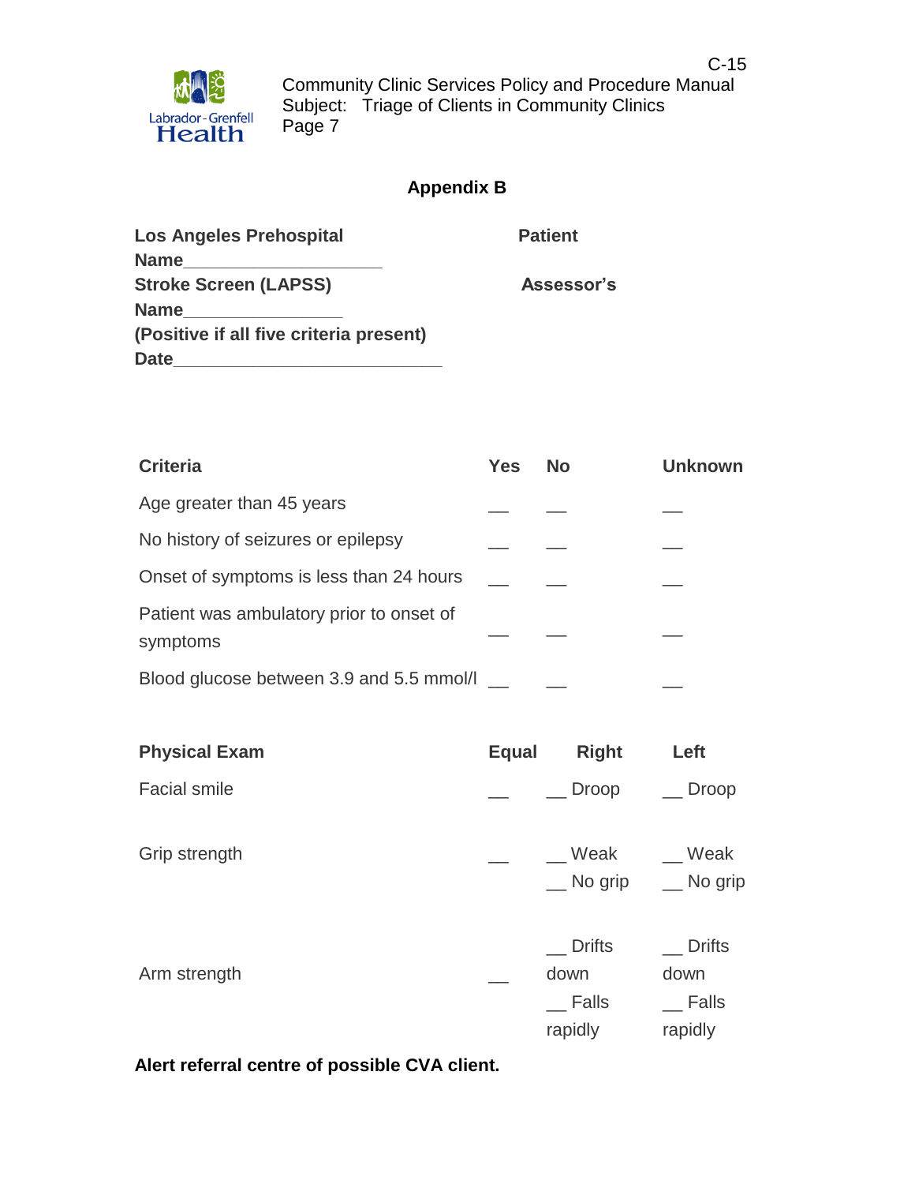## Appendix B

**Los Angeles Prehospital Stroke Screen (LAPSS)**
**(Positive if all five criteria present)**

**Patient Name**___________________

**Assessor's Name**_______________

**Date**__________________________

| **Criteria** | **Yes** | **No** | **Unknown** |
|---|---|---|---|
| Age greater than 45 years | __ | __ | __ |
| No history of seizures or epilepsy | __ | __ | __ |
| Onset of symptoms is less than 24 hours | __ | __ | __ |
| Patient was ambulatory prior to onset of symptoms | __ | __ | __ |
| Blood glucose between 3.9 and 5.5 mmol/l | __ | __ | __ |

| **Physical Exam** | **Equal** | **Right** | **Left** |
|---|---|---|---|
| Facial smile | __ | __ Droop | __ Droop |
| Grip strength | __ | __ Weak<br>__ No grip | __ Weak<br>__ No grip |
| Arm strength | __ | __ Drifts down<br>__ Falls rapidly | __ Drifts down<br>__ Falls rapidly |

**Alert referral centre of possible CVA client.**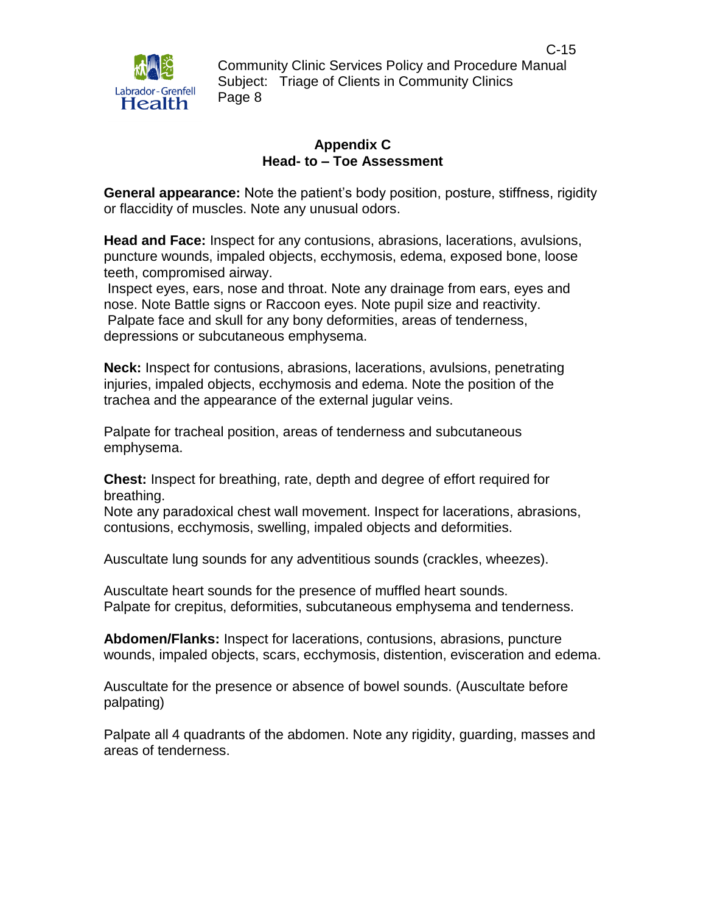## Appendix C
## Head- to – Toe Assessment

**General appearance:** Note the patient's body position, posture, stiffness, rigidity or flaccidity of muscles. Note any unusual odors.

**Head and Face:** Inspect for any contusions, abrasions, lacerations, avulsions, puncture wounds, impaled objects, ecchymosis, edema, exposed bone, loose teeth, compromised airway.
Inspect eyes, ears, nose and throat. Note any drainage from ears, eyes and nose. Note Battle signs or Raccoon eyes. Note pupil size and reactivity.
Palpate face and skull for any bony deformities, areas of tenderness, depressions or subcutaneous emphysema.

**Neck:** Inspect for contusions, abrasions, lacerations, avulsions, penetrating injuries, impaled objects, ecchymosis and edema. Note the position of the trachea and the appearance of the external jugular veins.

Palpate for tracheal position, areas of tenderness and subcutaneous emphysema.

**Chest:** Inspect for breathing, rate, depth and degree of effort required for breathing.
Note any paradoxical chest wall movement. Inspect for lacerations, abrasions, contusions, ecchymosis, swelling, impaled objects and deformities.

Auscultate lung sounds for any adventitious sounds (crackles, wheezes).

Auscultate heart sounds for the presence of muffled heart sounds.
Palpate for crepitus, deformities, subcutaneous emphysema and tenderness.

**Abdomen/Flanks:** Inspect for lacerations, contusions, abrasions, puncture wounds, impaled objects, scars, ecchymosis, distention, evisceration and edema.

Auscultate for the presence or absence of bowel sounds. (Auscultate before palpating)

Palpate all 4 quadrants of the abdomen. Note any rigidity, guarding, masses and areas of tenderness.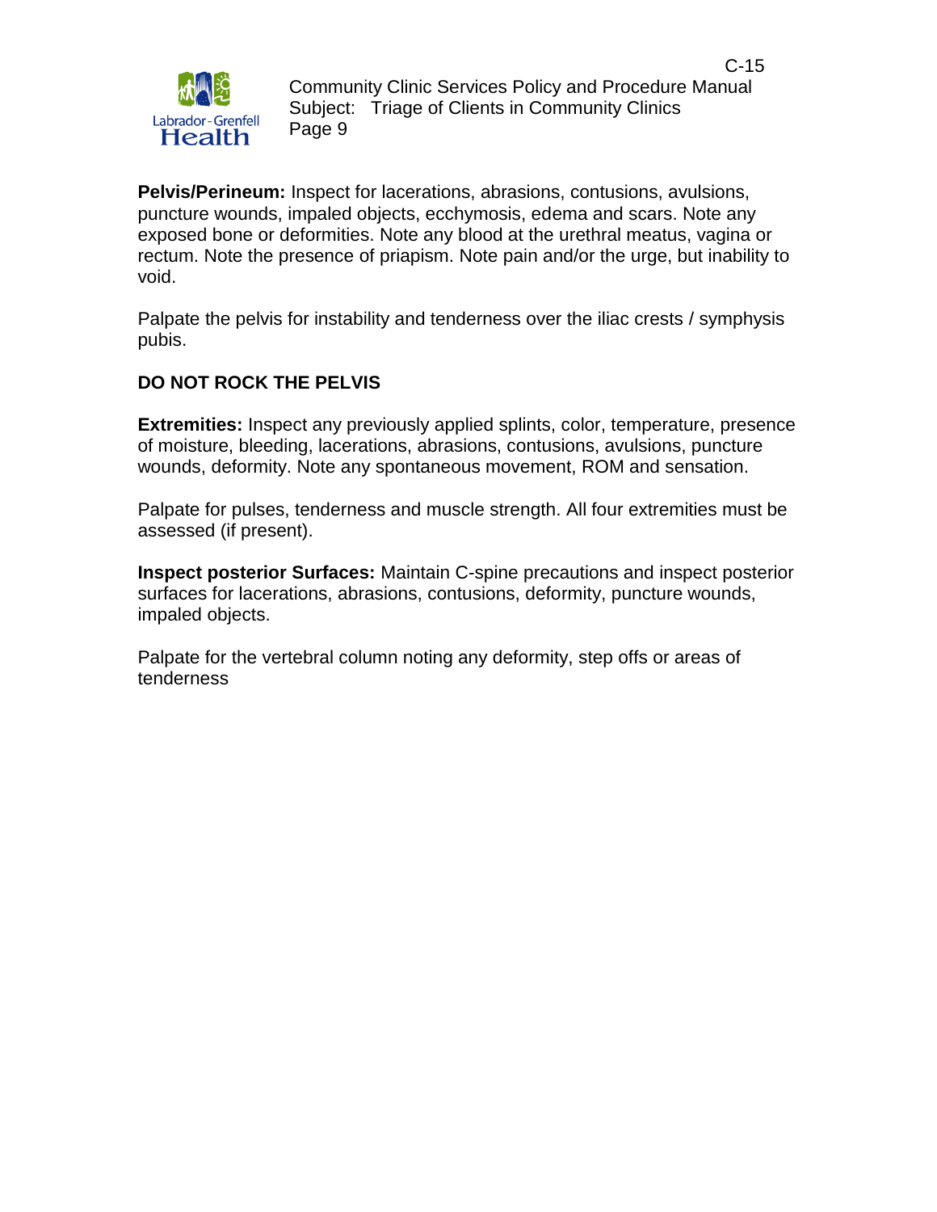**Pelvis/Perineum:** Inspect for lacerations, abrasions, contusions, avulsions, puncture wounds, impaled objects, ecchymosis, edema and scars. Note any exposed bone or deformities. Note any blood at the urethral meatus, vagina or rectum. Note the presence of priapism. Note pain and/or the urge, but inability to void.

Palpate the pelvis for instability and tenderness over the iliac crests / symphysis pubis.

**DO NOT ROCK THE PELVIS**

**Extremities:** Inspect any previously applied splints, color, temperature, presence of moisture, bleeding, lacerations, abrasions, contusions, avulsions, puncture wounds, deformity. Note any spontaneous movement, ROM and sensation.

Palpate for pulses, tenderness and muscle strength. All four extremities must be assessed (if present).

**Inspect posterior Surfaces:** Maintain C-spine precautions and inspect posterior surfaces for lacerations, abrasions, contusions, deformity, puncture wounds, impaled objects.

Palpate for the vertebral column noting any deformity, step offs or areas of tenderness